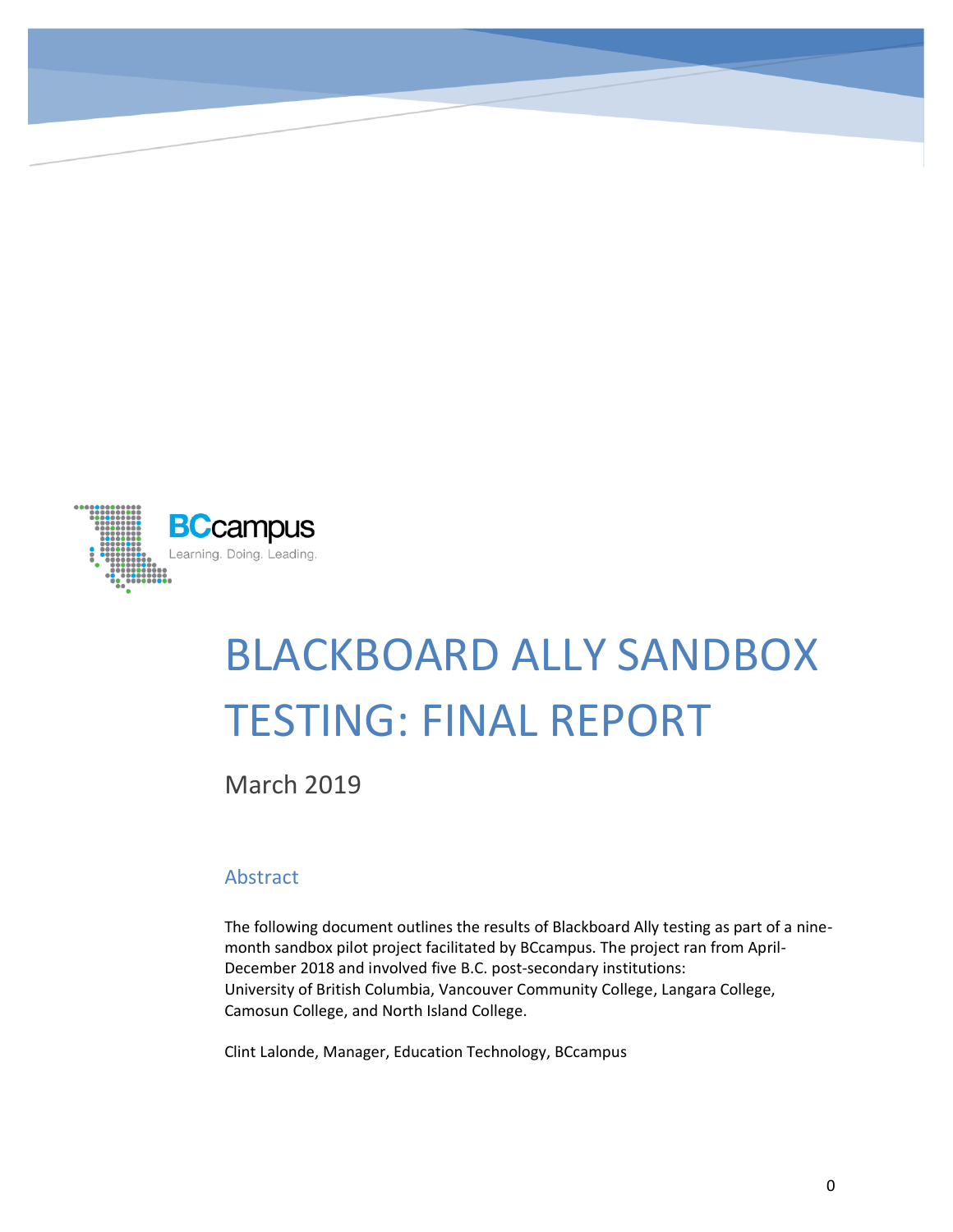BCcampus

Learning. Doing. Leading.

# BLACKBOARD ALLY SANDBOX TESTING: FINAL REPORT

March 2019

## Abstract

The following document outlines the results of Blackboard Ally testing as part of a nine-month sandbox pilot project facilitated by BCcampus. The project ran from April-December 2018 and involved five B.C. post-secondary institutions: University of British Columbia, Vancouver Community College, Langara College, Camosun College, and North Island College.

Clint Lalonde, Manager, Education Technology, BCcampus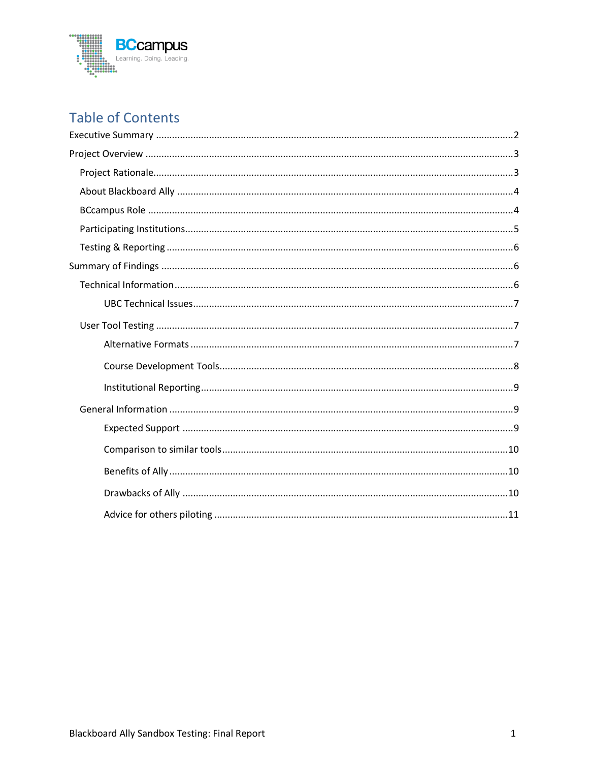# Table of Contents

Executive Summary ....................................................................................................... 2

Project Overview .......................................................................................................... 3

- Project Rationale ...................................................................................................... 3
- About Blackboard Ally ............................................................................................. 4
- BCcampus Role ........................................................................................................ 4
- Participating Institutions .......................................................................................... 5
- Testing & Reporting ................................................................................................. 6

Summary of Findings .................................................................................................... 6

- Technical Information .............................................................................................. 6
  - UBC Technical Issues ........................................................................................... 7
- User Tool Testing ..................................................................................................... 7
  - Alternative Formats .............................................................................................. 7
  - Course Development Tools ................................................................................... 8
  - Institutional Reporting .......................................................................................... 9
- General Information ................................................................................................. 9
  - Expected Support ................................................................................................. 9
  - Comparison to similar tools ................................................................................ 10
  - Benefits of Ally .................................................................................................... 10
  - Drawbacks of Ally ............................................................................................... 10
  - Advice for others piloting ................................................................................... 11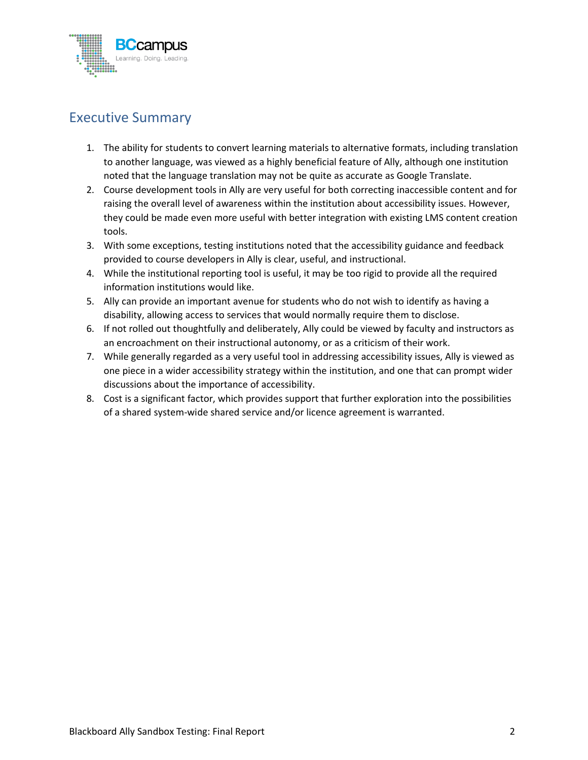## Executive Summary

1. The ability for students to convert learning materials to alternative formats, including translation to another language, was viewed as a highly beneficial feature of Ally, although one institution noted that the language translation may not be quite as accurate as Google Translate.
2. Course development tools in Ally are very useful for both correcting inaccessible content and for raising the overall level of awareness within the institution about accessibility issues. However, they could be made even more useful with better integration with existing LMS content creation tools.
3. With some exceptions, testing institutions noted that the accessibility guidance and feedback provided to course developers in Ally is clear, useful, and instructional.
4. While the institutional reporting tool is useful, it may be too rigid to provide all the required information institutions would like.
5. Ally can provide an important avenue for students who do not wish to identify as having a disability, allowing access to services that would normally require them to disclose.
6. If not rolled out thoughtfully and deliberately, Ally could be viewed by faculty and instructors as an encroachment on their instructional autonomy, or as a criticism of their work.
7. While generally regarded as a very useful tool in addressing accessibility issues, Ally is viewed as one piece in a wider accessibility strategy within the institution, and one that can prompt wider discussions about the importance of accessibility.
8. Cost is a significant factor, which provides support that further exploration into the possibilities of a shared system-wide shared service and/or licence agreement is warranted.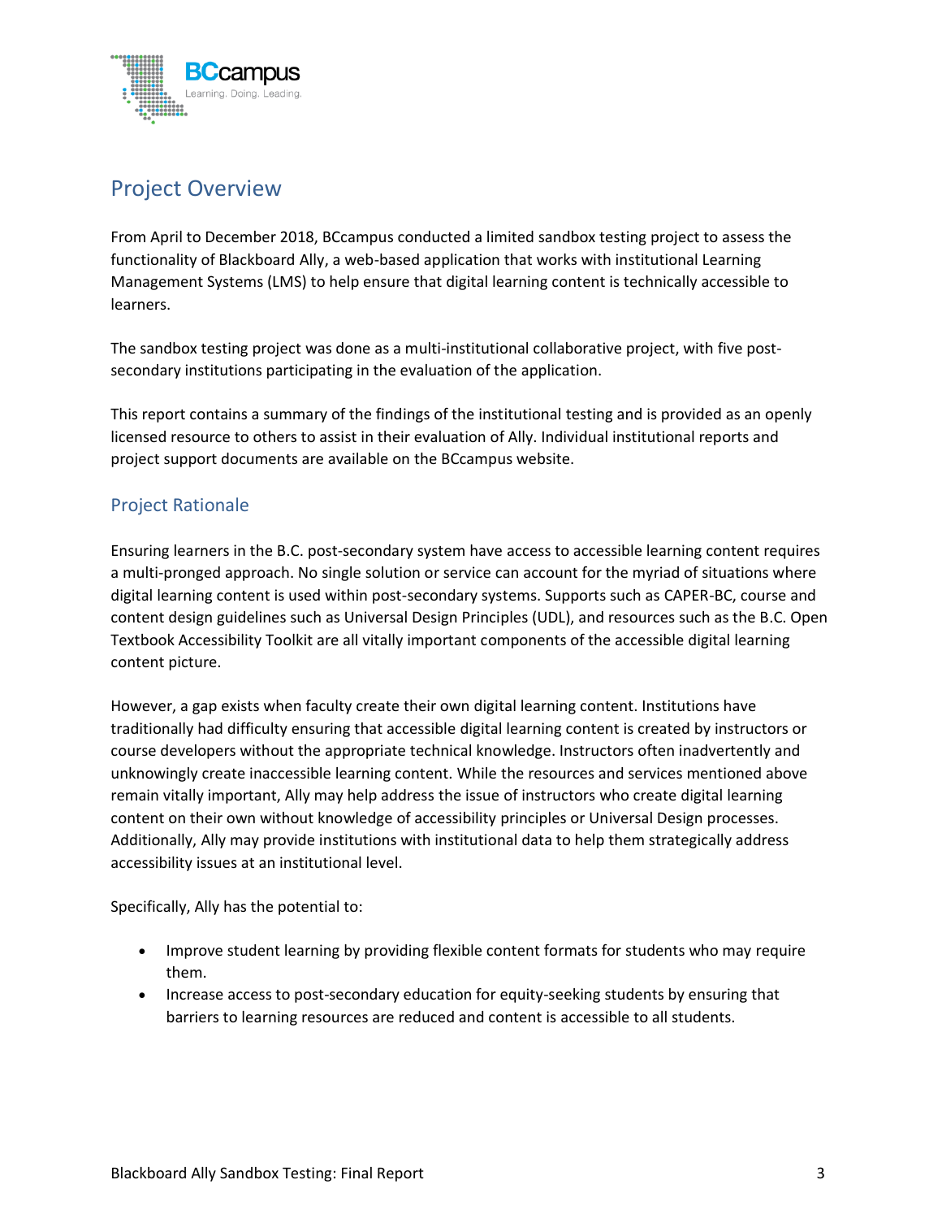# Project Overview

From April to December 2018, BCcampus conducted a limited sandbox testing project to assess the functionality of Blackboard Ally, a web-based application that works with institutional Learning Management Systems (LMS) to help ensure that digital learning content is technically accessible to learners.

The sandbox testing project was done as a multi-institutional collaborative project, with five post-secondary institutions participating in the evaluation of the application.

This report contains a summary of the findings of the institutional testing and is provided as an openly licensed resource to others to assist in their evaluation of Ally. Individual institutional reports and project support documents are available on the BCcampus website.

## Project Rationale

Ensuring learners in the B.C. post-secondary system have access to accessible learning content requires a multi-pronged approach. No single solution or service can account for the myriad of situations where digital learning content is used within post-secondary systems. Supports such as CAPER-BC, course and content design guidelines such as Universal Design Principles (UDL), and resources such as the B.C. Open Textbook Accessibility Toolkit are all vitally important components of the accessible digital learning content picture.

However, a gap exists when faculty create their own digital learning content. Institutions have traditionally had difficulty ensuring that accessible digital learning content is created by instructors or course developers without the appropriate technical knowledge. Instructors often inadvertently and unknowingly create inaccessible learning content. While the resources and services mentioned above remain vitally important, Ally may help address the issue of instructors who create digital learning content on their own without knowledge of accessibility principles or Universal Design processes. Additionally, Ally may provide institutions with institutional data to help them strategically address accessibility issues at an institutional level.

Specifically, Ally has the potential to:

- Improve student learning by providing flexible content formats for students who may require them.
- Increase access to post-secondary education for equity-seeking students by ensuring that barriers to learning resources are reduced and content is accessible to all students.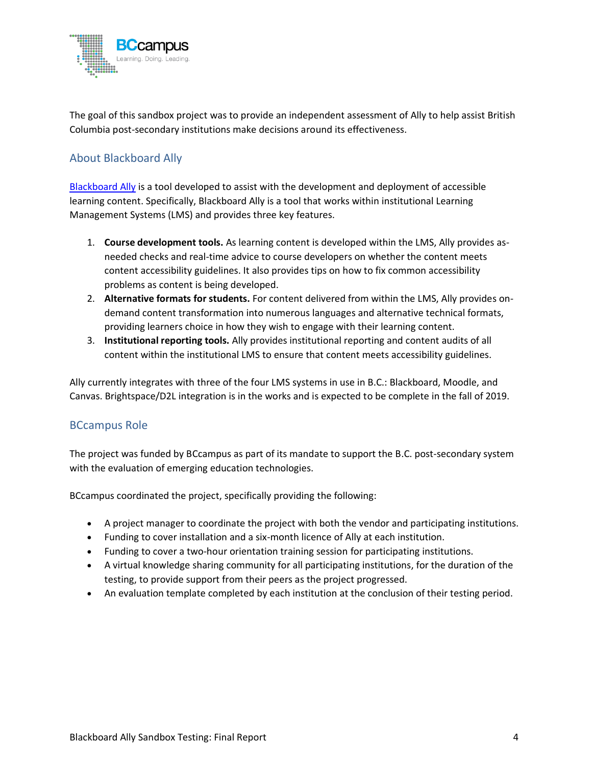The goal of this sandbox project was to provide an independent assessment of Ally to help assist British Columbia post-secondary institutions make decisions around its effectiveness.

## About Blackboard Ally

Blackboard Ally is a tool developed to assist with the development and deployment of accessible learning content. Specifically, Blackboard Ally is a tool that works within institutional Learning Management Systems (LMS) and provides three key features.

1. **Course development tools.** As learning content is developed within the LMS, Ally provides as-needed checks and real-time advice to course developers on whether the content meets content accessibility guidelines. It also provides tips on how to fix common accessibility problems as content is being developed.
2. **Alternative formats for students.** For content delivered from within the LMS, Ally provides on-demand content transformation into numerous languages and alternative technical formats, providing learners choice in how they wish to engage with their learning content.
3. **Institutional reporting tools.** Ally provides institutional reporting and content audits of all content within the institutional LMS to ensure that content meets accessibility guidelines.

Ally currently integrates with three of the four LMS systems in use in B.C.: Blackboard, Moodle, and Canvas. Brightspace/D2L integration is in the works and is expected to be complete in the fall of 2019.

## BCcampus Role

The project was funded by BCcampus as part of its mandate to support the B.C. post-secondary system with the evaluation of emerging education technologies.

BCcampus coordinated the project, specifically providing the following:

- A project manager to coordinate the project with both the vendor and participating institutions.
- Funding to cover installation and a six-month licence of Ally at each institution.
- Funding to cover a two-hour orientation training session for participating institutions.
- A virtual knowledge sharing community for all participating institutions, for the duration of the testing, to provide support from their peers as the project progressed.
- An evaluation template completed by each institution at the conclusion of their testing period.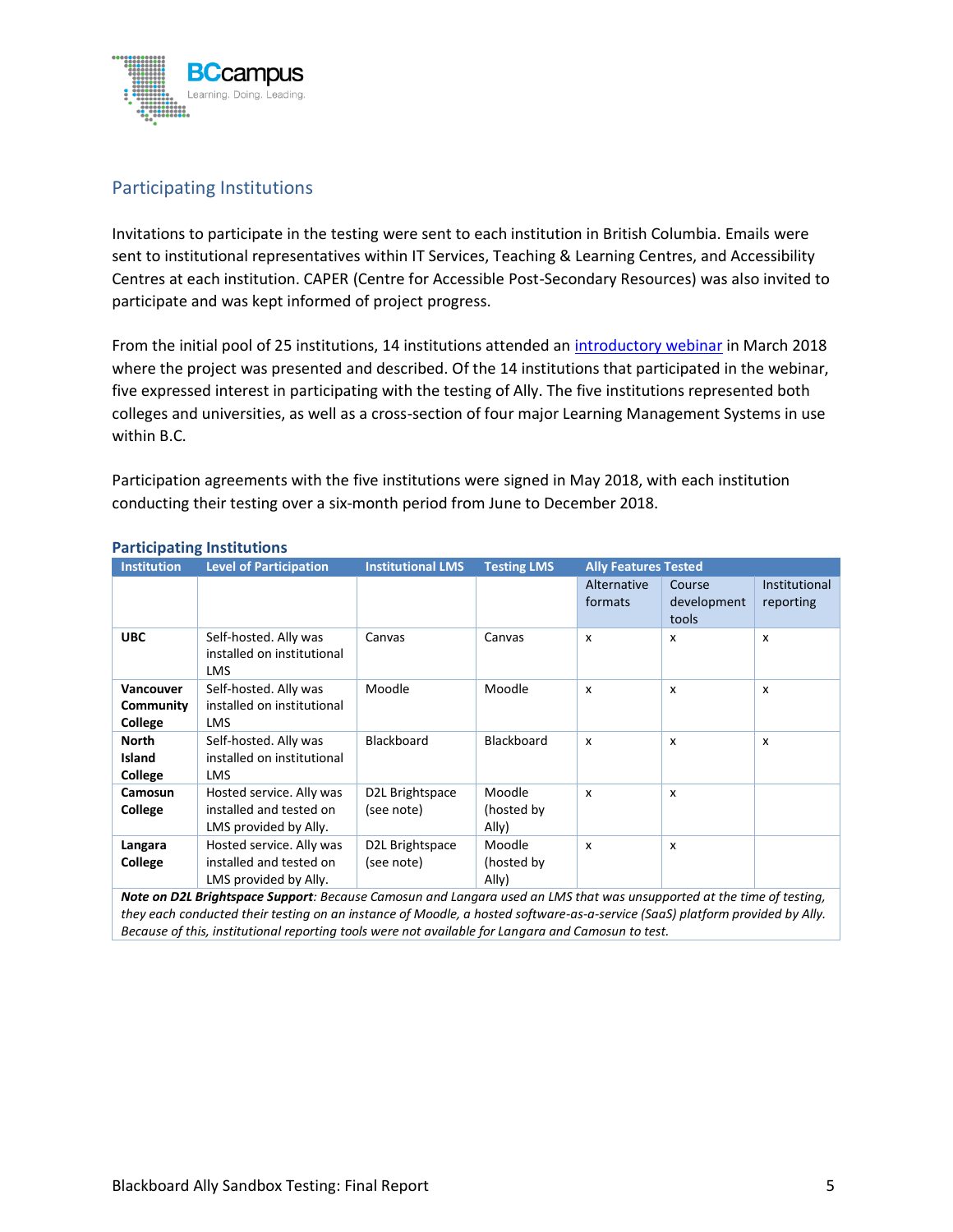## Participating Institutions

Invitations to participate in the testing were sent to each institution in British Columbia. Emails were sent to institutional representatives within IT Services, Teaching & Learning Centres, and Accessibility Centres at each institution. CAPER (Centre for Accessible Post-Secondary Resources) was also invited to participate and was kept informed of project progress.

From the initial pool of 25 institutions, 14 institutions attended an [introductory webinar](#) in March 2018 where the project was presented and described. Of the 14 institutions that participated in the webinar, five expressed interest in participating with the testing of Ally. The five institutions represented both colleges and universities, as well as a cross-section of four major Learning Management Systems in use within B.C.

Participation agreements with the five institutions were signed in May 2018, with each institution conducting their testing over a six-month period from June to December 2018.

### Participating Institutions

| Institution | Level of Participation | Institutional LMS | Testing LMS | Ally Features Tested | | |
|---|---|---|---|---|---|---|
| | | | | Alternative formats | Course development tools | Institutional reporting |
| **UBC** | Self-hosted. Ally was installed on institutional LMS | Canvas | Canvas | x | x | x |
| **Vancouver Community College** | Self-hosted. Ally was installed on institutional LMS | Moodle | Moodle | x | x | x |
| **North Island College** | Self-hosted. Ally was installed on institutional LMS | Blackboard | Blackboard | x | x | x |
| **Camosun College** | Hosted service. Ally was installed and tested on LMS provided by Ally. | D2L Brightspace (see note) | Moodle (hosted by Ally) | x | x | |
| **Langara College** | Hosted service. Ally was installed and tested on LMS provided by Ally. | D2L Brightspace (see note) | Moodle (hosted by Ally) | x | x | |

***Note on D2L Brightspace Support**: Because Camosun and Langara used an LMS that was unsupported at the time of testing, they each conducted their testing on an instance of Moodle, a hosted software-as-a-service (SaaS) platform provided by Ally. Because of this, institutional reporting tools were not available for Langara and Camosun to test.*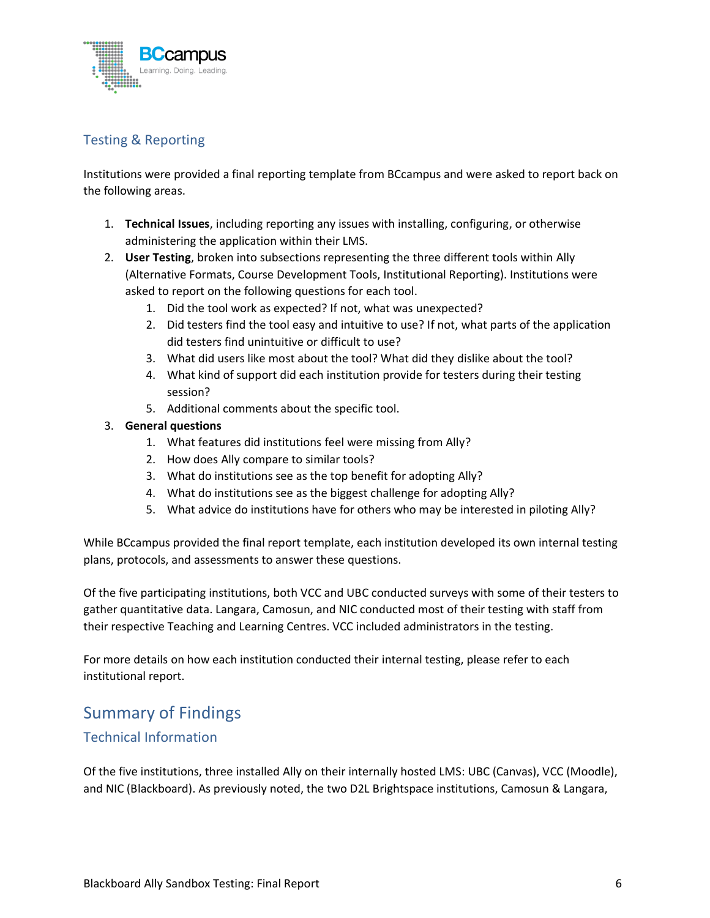## Testing & Reporting

Institutions were provided a final reporting template from BCcampus and were asked to report back on the following areas.

1. **Technical Issues**, including reporting any issues with installing, configuring, or otherwise administering the application within their LMS.
2. **User Testing**, broken into subsections representing the three different tools within Ally (Alternative Formats, Course Development Tools, Institutional Reporting). Institutions were asked to report on the following questions for each tool.
    1. Did the tool work as expected? If not, what was unexpected?
    2. Did testers find the tool easy and intuitive to use? If not, what parts of the application did testers find unintuitive or difficult to use?
    3. What did users like most about the tool? What did they dislike about the tool?
    4. What kind of support did each institution provide for testers during their testing session?
    5. Additional comments about the specific tool.
3. **General questions**
    1. What features did institutions feel were missing from Ally?
    2. How does Ally compare to similar tools?
    3. What do institutions see as the top benefit for adopting Ally?
    4. What do institutions see as the biggest challenge for adopting Ally?
    5. What advice do institutions have for others who may be interested in piloting Ally?

While BCcampus provided the final report template, each institution developed its own internal testing plans, protocols, and assessments to answer these questions.

Of the five participating institutions, both VCC and UBC conducted surveys with some of their testers to gather quantitative data. Langara, Camosun, and NIC conducted most of their testing with staff from their respective Teaching and Learning Centres. VCC included administrators in the testing.

For more details on how each institution conducted their internal testing, please refer to each institutional report.

# Summary of Findings

## Technical Information

Of the five institutions, three installed Ally on their internally hosted LMS: UBC (Canvas), VCC (Moodle), and NIC (Blackboard). As previously noted, the two D2L Brightspace institutions, Camosun & Langara,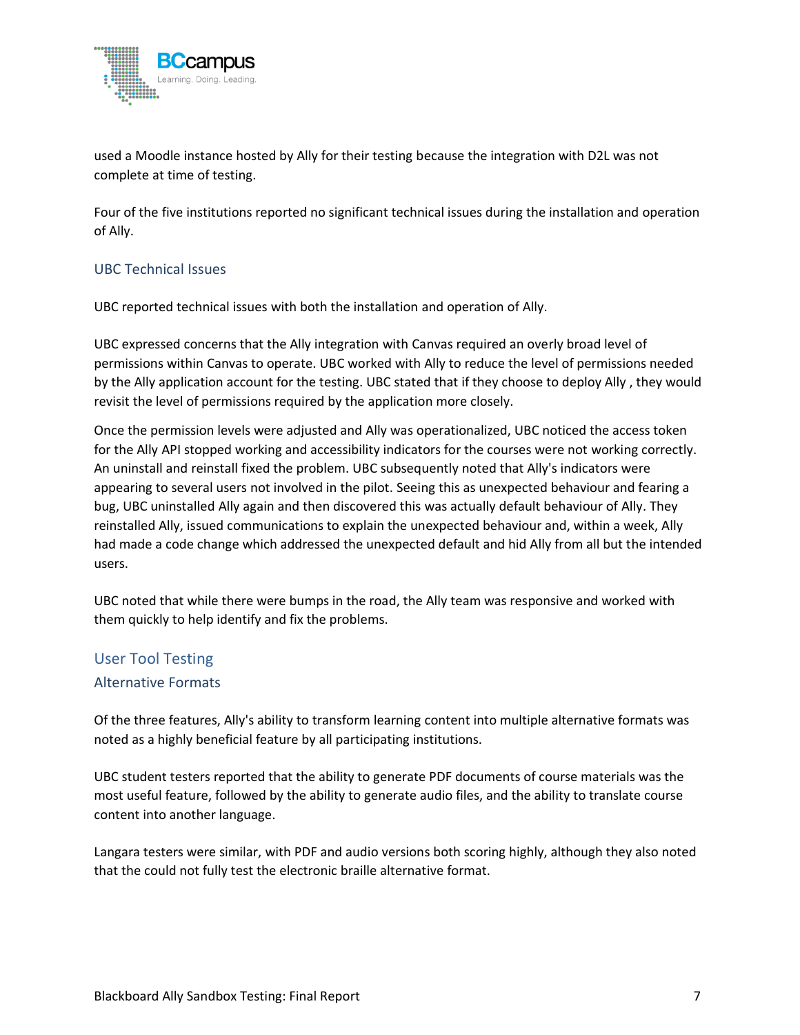used a Moodle instance hosted by Ally for their testing because the integration with D2L was not complete at time of testing.

Four of the five institutions reported no significant technical issues during the installation and operation of Ally.

### UBC Technical Issues

UBC reported technical issues with both the installation and operation of Ally.

UBC expressed concerns that the Ally integration with Canvas required an overly broad level of permissions within Canvas to operate. UBC worked with Ally to reduce the level of permissions needed by the Ally application account for the testing. UBC stated that if they choose to deploy Ally , they would revisit the level of permissions required by the application more closely.

Once the permission levels were adjusted and Ally was operationalized, UBC noticed the access token for the Ally API stopped working and accessibility indicators for the courses were not working correctly. An uninstall and reinstall fixed the problem. UBC subsequently noted that Ally's indicators were appearing to several users not involved in the pilot. Seeing this as unexpected behaviour and fearing a bug, UBC uninstalled Ally again and then discovered this was actually default behaviour of Ally. They reinstalled Ally, issued communications to explain the unexpected behaviour and, within a week, Ally had made a code change which addressed the unexpected default and hid Ally from all but the intended users.

UBC noted that while there were bumps in the road, the Ally team was responsive and worked with them quickly to help identify and fix the problems.

## User Tool Testing

### Alternative Formats

Of the three features, Ally's ability to transform learning content into multiple alternative formats was noted as a highly beneficial feature by all participating institutions.

UBC student testers reported that the ability to generate PDF documents of course materials was the most useful feature, followed by the ability to generate audio files, and the ability to translate course content into another language.

Langara testers were similar, with PDF and audio versions both scoring highly, although they also noted that the could not fully test the electronic braille alternative format.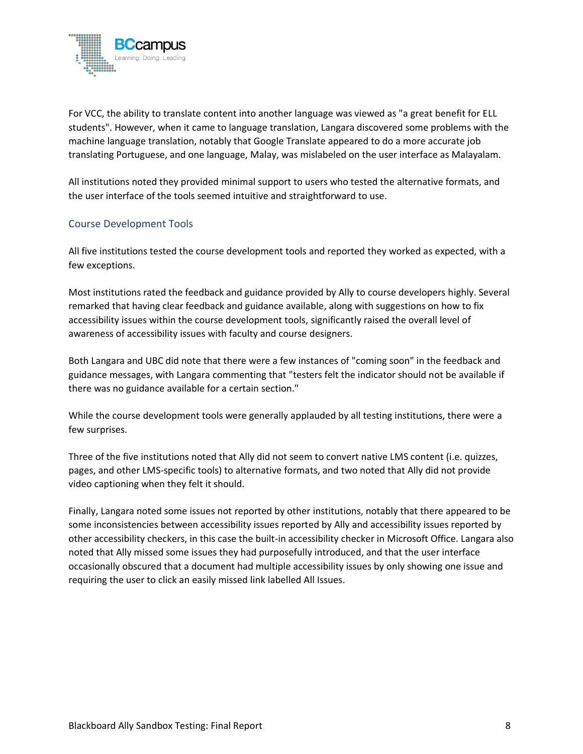For VCC, the ability to translate content into another language was viewed as "a great benefit for ELL students". However, when it came to language translation, Langara discovered some problems with the machine language translation, notably that Google Translate appeared to do a more accurate job translating Portuguese, and one language, Malay, was mislabeled on the user interface as Malayalam.

All institutions noted they provided minimal support to users who tested the alternative formats, and the user interface of the tools seemed intuitive and straightforward to use.

### Course Development Tools

All five institutions tested the course development tools and reported they worked as expected, with a few exceptions.

Most institutions rated the feedback and guidance provided by Ally to course developers highly. Several remarked that having clear feedback and guidance available, along with suggestions on how to fix accessibility issues within the course development tools, significantly raised the overall level of awareness of accessibility issues with faculty and course designers.

Both Langara and UBC did note that there were a few instances of "coming soon" in the feedback and guidance messages, with Langara commenting that "testers felt the indicator should not be available if there was no guidance available for a certain section."

While the course development tools were generally applauded by all testing institutions, there were a few surprises.

Three of the five institutions noted that Ally did not seem to convert native LMS content (i.e. quizzes, pages, and other LMS-specific tools) to alternative formats, and two noted that Ally did not provide video captioning when they felt it should.

Finally, Langara noted some issues not reported by other institutions, notably that there appeared to be some inconsistencies between accessibility issues reported by Ally and accessibility issues reported by other accessibility checkers, in this case the built-in accessibility checker in Microsoft Office. Langara also noted that Ally missed some issues they had purposefully introduced, and that the user interface occasionally obscured that a document had multiple accessibility issues by only showing one issue and requiring the user to click an easily missed link labelled All Issues.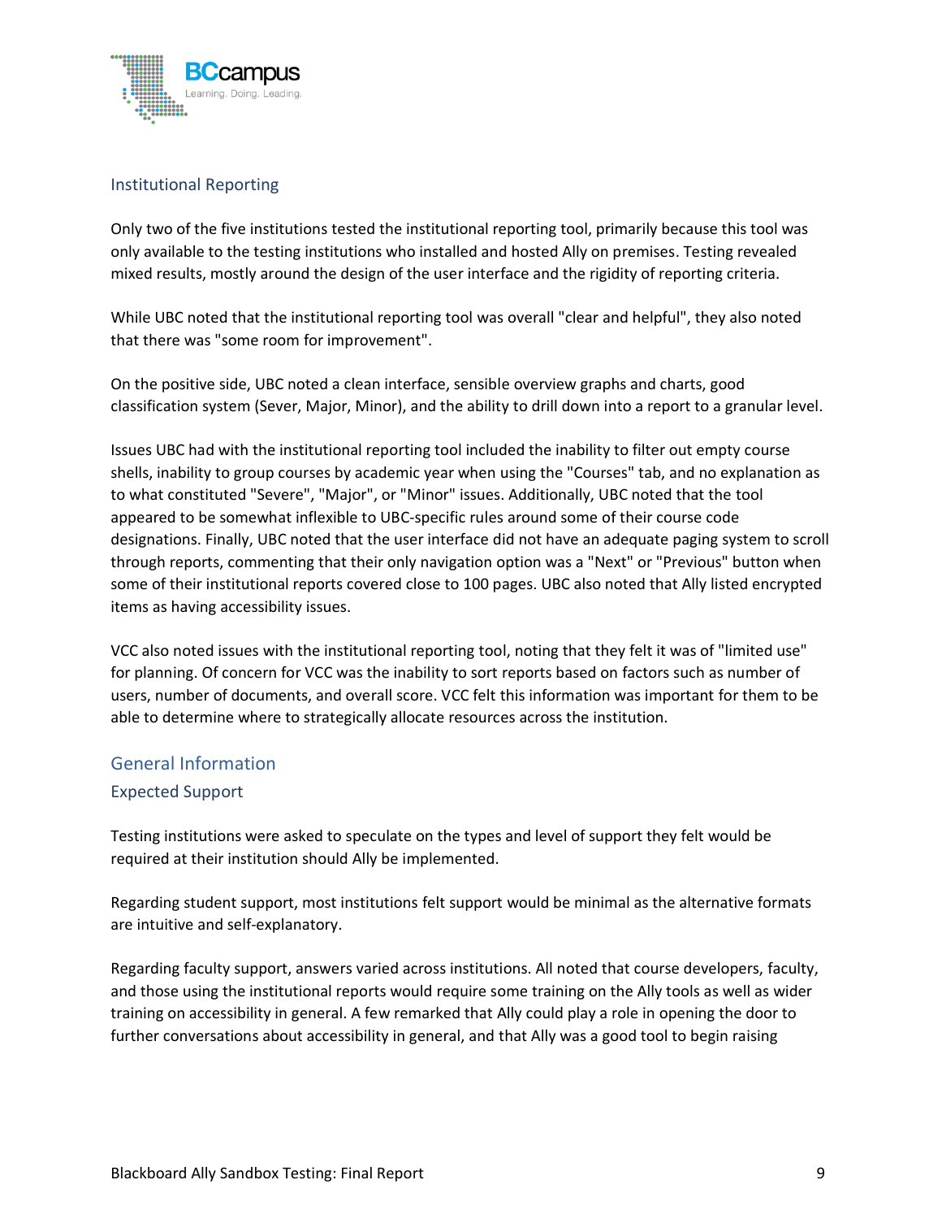## Institutional Reporting

Only two of the five institutions tested the institutional reporting tool, primarily because this tool was only available to the testing institutions who installed and hosted Ally on premises. Testing revealed mixed results, mostly around the design of the user interface and the rigidity of reporting criteria.

While UBC noted that the institutional reporting tool was overall "clear and helpful", they also noted that there was "some room for improvement".

On the positive side, UBC noted a clean interface, sensible overview graphs and charts, good classification system (Sever, Major, Minor), and the ability to drill down into a report to a granular level.

Issues UBC had with the institutional reporting tool included the inability to filter out empty course shells, inability to group courses by academic year when using the "Courses" tab, and no explanation as to what constituted "Severe", "Major", or "Minor" issues. Additionally, UBC noted that the tool appeared to be somewhat inflexible to UBC-specific rules around some of their course code designations. Finally, UBC noted that the user interface did not have an adequate paging system to scroll through reports, commenting that their only navigation option was a "Next" or "Previous" button when some of their institutional reports covered close to 100 pages. UBC also noted that Ally listed encrypted items as having accessibility issues.

VCC also noted issues with the institutional reporting tool, noting that they felt it was of "limited use" for planning. Of concern for VCC was the inability to sort reports based on factors such as number of users, number of documents, and overall score. VCC felt this information was important for them to be able to determine where to strategically allocate resources across the institution.

## General Information

### Expected Support

Testing institutions were asked to speculate on the types and level of support they felt would be required at their institution should Ally be implemented.

Regarding student support, most institutions felt support would be minimal as the alternative formats are intuitive and self-explanatory.

Regarding faculty support, answers varied across institutions. All noted that course developers, faculty, and those using the institutional reports would require some training on the Ally tools as well as wider training on accessibility in general. A few remarked that Ally could play a role in opening the door to further conversations about accessibility in general, and that Ally was a good tool to begin raising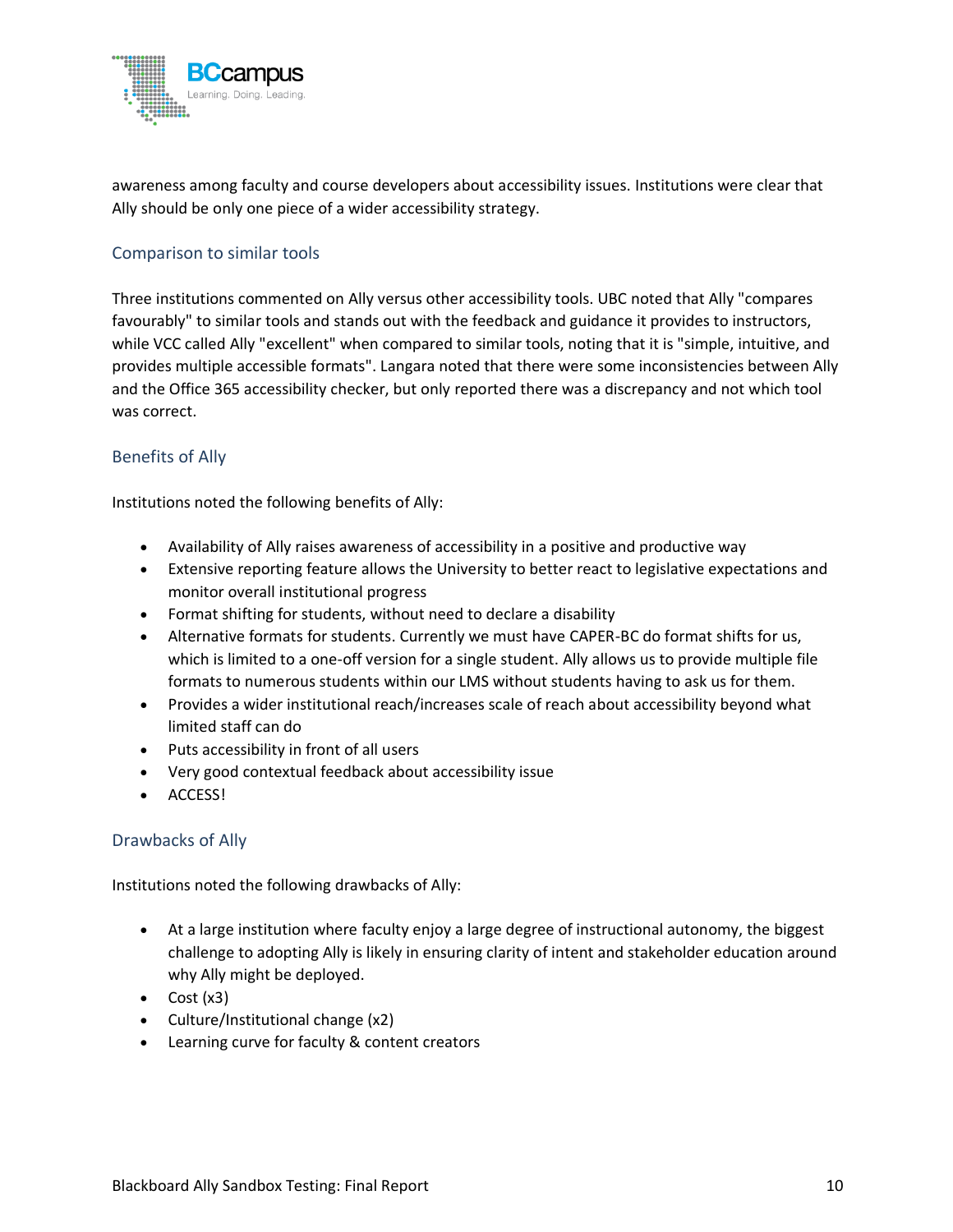awareness among faculty and course developers about accessibility issues. Institutions were clear that Ally should be only one piece of a wider accessibility strategy.

### Comparison to similar tools

Three institutions commented on Ally versus other accessibility tools. UBC noted that Ally "compares favourably" to similar tools and stands out with the feedback and guidance it provides to instructors, while VCC called Ally "excellent" when compared to similar tools, noting that it is "simple, intuitive, and provides multiple accessible formats". Langara noted that there were some inconsistencies between Ally and the Office 365 accessibility checker, but only reported there was a discrepancy and not which tool was correct.

### Benefits of Ally

Institutions noted the following benefits of Ally:

- Availability of Ally raises awareness of accessibility in a positive and productive way
- Extensive reporting feature allows the University to better react to legislative expectations and monitor overall institutional progress
- Format shifting for students, without need to declare a disability
- Alternative formats for students. Currently we must have CAPER-BC do format shifts for us, which is limited to a one-off version for a single student. Ally allows us to provide multiple file formats to numerous students within our LMS without students having to ask us for them.
- Provides a wider institutional reach/increases scale of reach about accessibility beyond what limited staff can do
- Puts accessibility in front of all users
- Very good contextual feedback about accessibility issue
- ACCESS!

### Drawbacks of Ally

Institutions noted the following drawbacks of Ally:

- At a large institution where faculty enjoy a large degree of instructional autonomy, the biggest challenge to adopting Ally is likely in ensuring clarity of intent and stakeholder education around why Ally might be deployed.
- Cost (x3)
- Culture/Institutional change (x2)
- Learning curve for faculty & content creators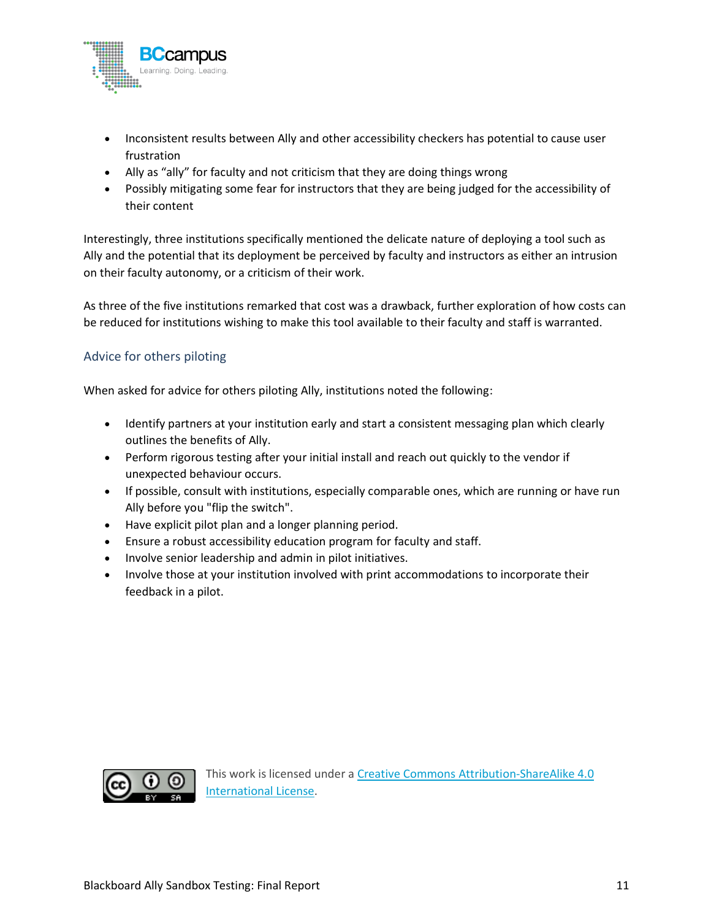- Inconsistent results between Ally and other accessibility checkers has potential to cause user frustration
- Ally as "ally" for faculty and not criticism that they are doing things wrong
- Possibly mitigating some fear for instructors that they are being judged for the accessibility of their content

Interestingly, three institutions specifically mentioned the delicate nature of deploying a tool such as Ally and the potential that its deployment be perceived by faculty and instructors as either an intrusion on their faculty autonomy, or a criticism of their work.

As three of the five institutions remarked that cost was a drawback, further exploration of how costs can be reduced for institutions wishing to make this tool available to their faculty and staff is warranted.

## Advice for others piloting

When asked for advice for others piloting Ally, institutions noted the following:

- Identify partners at your institution early and start a consistent messaging plan which clearly outlines the benefits of Ally.
- Perform rigorous testing after your initial install and reach out quickly to the vendor if unexpected behaviour occurs.
- If possible, consult with institutions, especially comparable ones, which are running or have run Ally before you "flip the switch".
- Have explicit pilot plan and a longer planning period.
- Ensure a robust accessibility education program for faculty and staff.
- Involve senior leadership and admin in pilot initiatives.
- Involve those at your institution involved with print accommodations to incorporate their feedback in a pilot.

This work is licensed under a [Creative Commons Attribution-ShareAlike 4.0 International License](https://creativecommons.org/licenses/by-sa/4.0/).